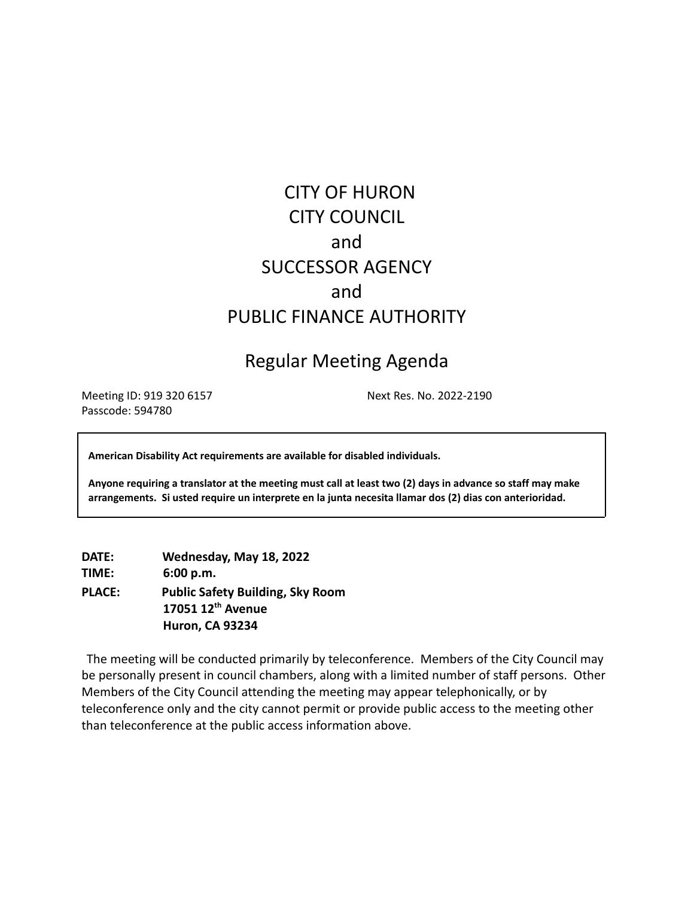# CITY OF HURON
# CITY COUNCIL
# and
# SUCCESSOR AGENCY
# and
# PUBLIC FINANCE AUTHORITY

## Regular Meeting Agenda

Meeting ID: 919 320 6157
Passcode: 594780

Next Res. No. 2022-2190

**American Disability Act requirements are available for disabled individuals.**

**Anyone requiring a translator at the meeting must call at least two (2) days in advance so staff may make arrangements. Si usted require un interprete en la junta necesita llamar dos (2) dias con anterioridad.**

**DATE:** **Wednesday, May 18, 2022**
**TIME:** **6:00 p.m.**
**PLACE:** **Public Safety Building, Sky Room**
**17051 12th Avenue**
**Huron, CA 93234**

The meeting will be conducted primarily by teleconference. Members of the City Council may be personally present in council chambers, along with a limited number of staff persons. Other Members of the City Council attending the meeting may appear telephonically, or by teleconference only and the city cannot permit or provide public access to the meeting other than teleconference at the public access information above.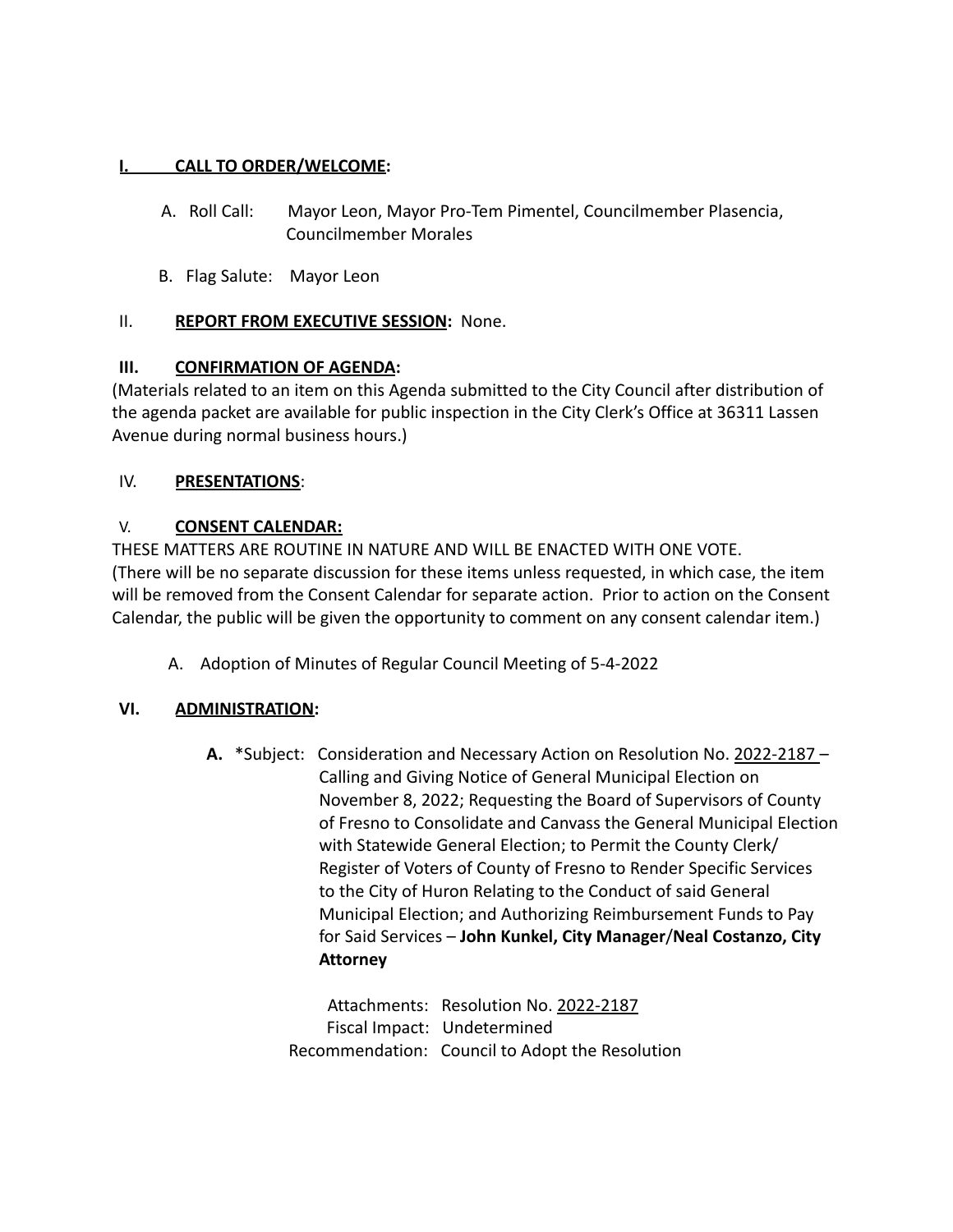## I. CALL TO ORDER/WELCOME:

A. Roll Call: Mayor Leon, Mayor Pro-Tem Pimentel, Councilmember Plasencia, Councilmember Morales

B. Flag Salute: Mayor Leon

## II. REPORT FROM EXECUTIVE SESSION: None.

## III. CONFIRMATION OF AGENDA:

(Materials related to an item on this Agenda submitted to the City Council after distribution of the agenda packet are available for public inspection in the City Clerk's Office at 36311 Lassen Avenue during normal business hours.)

## IV. PRESENTATIONS:

## V. CONSENT CALENDAR:

THESE MATTERS ARE ROUTINE IN NATURE AND WILL BE ENACTED WITH ONE VOTE. (There will be no separate discussion for these items unless requested, in which case, the item will be removed from the Consent Calendar for separate action. Prior to action on the Consent Calendar, the public will be given the opportunity to comment on any consent calendar item.)

A. Adoption of Minutes of Regular Council Meeting of 5-4-2022

## VI. ADMINISTRATION:

**A.** *Subject: Consideration and Necessary Action on Resolution No. 2022-2187 – Calling and Giving Notice of General Municipal Election on November 8, 2022; Requesting the Board of Supervisors of County of Fresno to Consolidate and Canvass the General Municipal Election with Statewide General Election; to Permit the County Clerk/ Register of Voters of County of Fresno to Render Specific Services to the City of Huron Relating to the Conduct of said General Municipal Election; and Authorizing Reimbursement Funds to Pay for Said Services – **John Kunkel, City Manager**/**Neal Costanzo, City Attorney**

Attachments: Resolution No. 2022-2187
Fiscal Impact: Undetermined
Recommendation: Council to Adopt the Resolution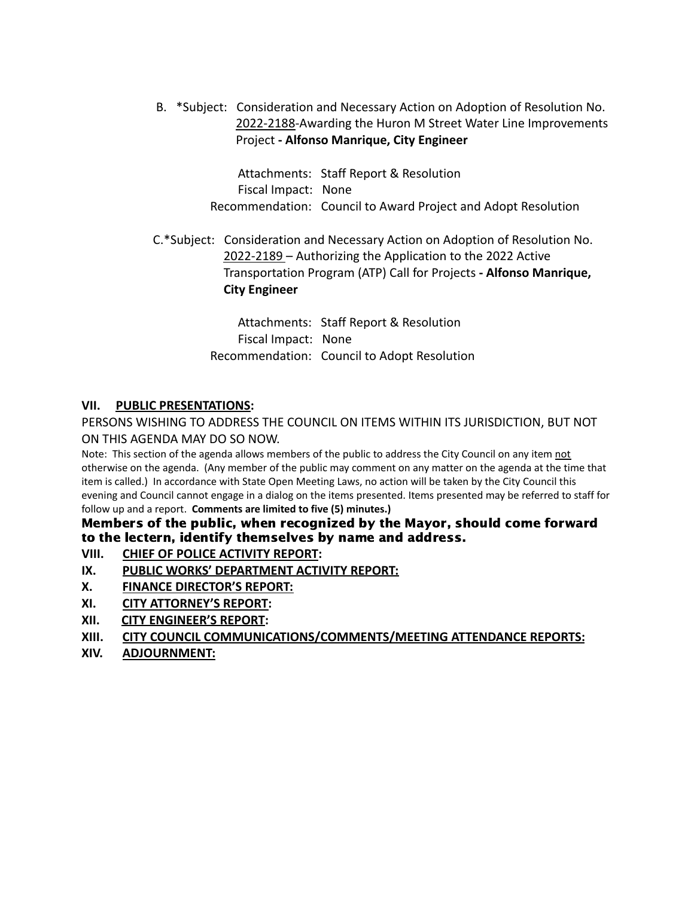B. *Subject: Consideration and Necessary Action on Adoption of Resolution No. 2022-2188-Awarding the Huron M Street Water Line Improvements Project **- Alfonso Manrique, City Engineer**

Attachments: Staff Report & Resolution
Fiscal Impact: None
Recommendation: Council to Award Project and Adopt Resolution

C.*Subject: Consideration and Necessary Action on Adoption of Resolution No. 2022-2189 – Authorizing the Application to the 2022 Active Transportation Program (ATP) Call for Projects **- Alfonso Manrique, City Engineer**

Attachments: Staff Report & Resolution
Fiscal Impact: None
Recommendation: Council to Adopt Resolution

**VII. PUBLIC PRESENTATIONS:**

PERSONS WISHING TO ADDRESS THE COUNCIL ON ITEMS WITHIN ITS JURISDICTION, BUT NOT ON THIS AGENDA MAY DO SO NOW.

Note: This section of the agenda allows members of the public to address the City Council on any item not otherwise on the agenda. (Any member of the public may comment on any matter on the agenda at the time that item is called.) In accordance with State Open Meeting Laws, no action will be taken by the City Council this evening and Council cannot engage in a dialog on the items presented. Items presented may be referred to staff for follow up and a report. **Comments are limited to five (5) minutes.)**

**Members of the public, when recognized by the Mayor, should come forward to the lectern, identify themselves by name and address.**

**VIII. CHIEF OF POLICE ACTIVITY REPORT:**

**IX. PUBLIC WORKS' DEPARTMENT ACTIVITY REPORT:**

**X. FINANCE DIRECTOR'S REPORT:**

**XI. CITY ATTORNEY'S REPORT:**

**XII. CITY ENGINEER'S REPORT:**

**XIII. CITY COUNCIL COMMUNICATIONS/COMMENTS/MEETING ATTENDANCE REPORTS:**

**XIV. ADJOURNMENT:**